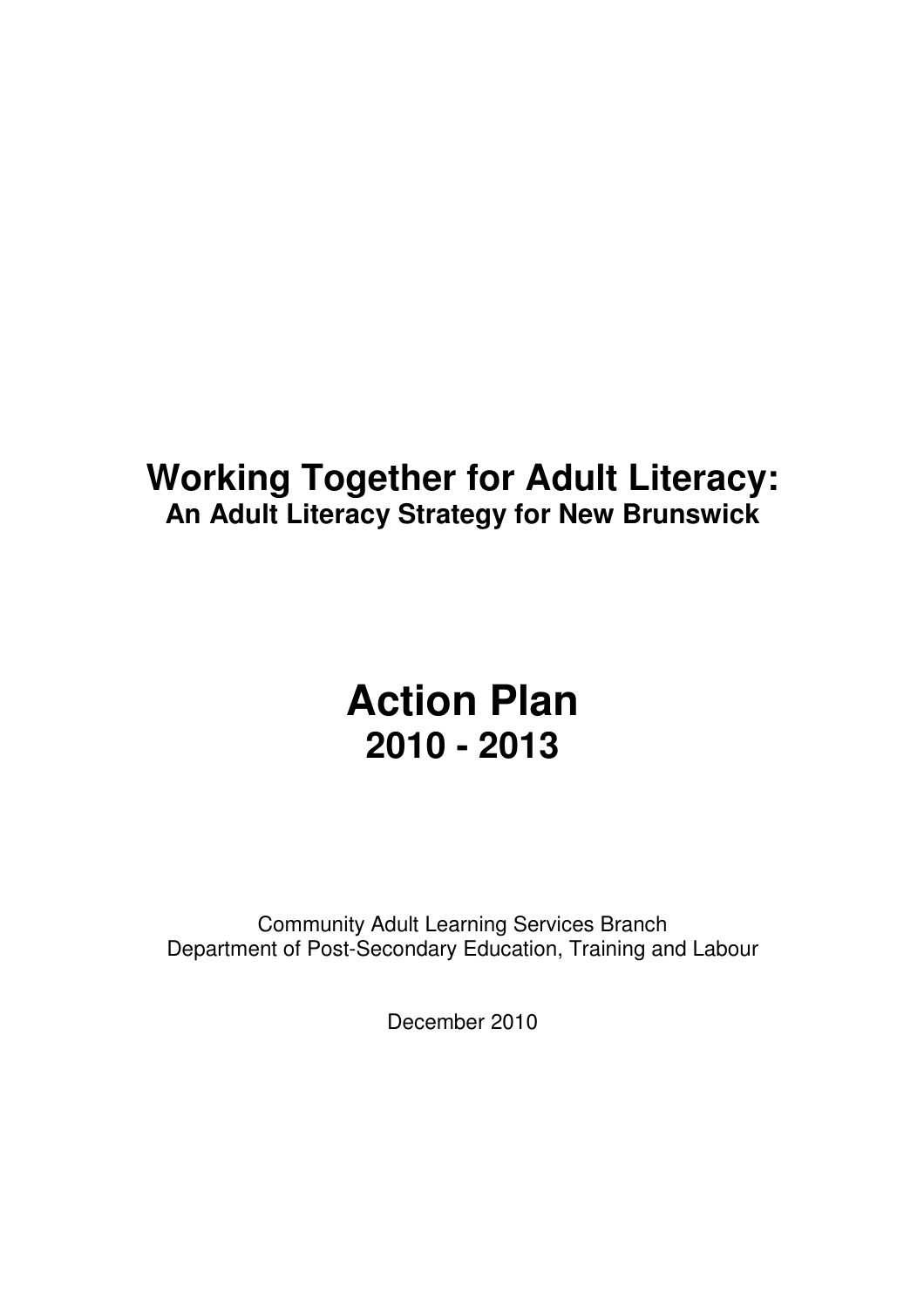# Working Together for Adult Literacy:
## An Adult Literacy Strategy for New Brunswick

# Action Plan
## 2010 - 2013

Community Adult Learning Services Branch
Department of Post-Secondary Education, Training and Labour

December 2010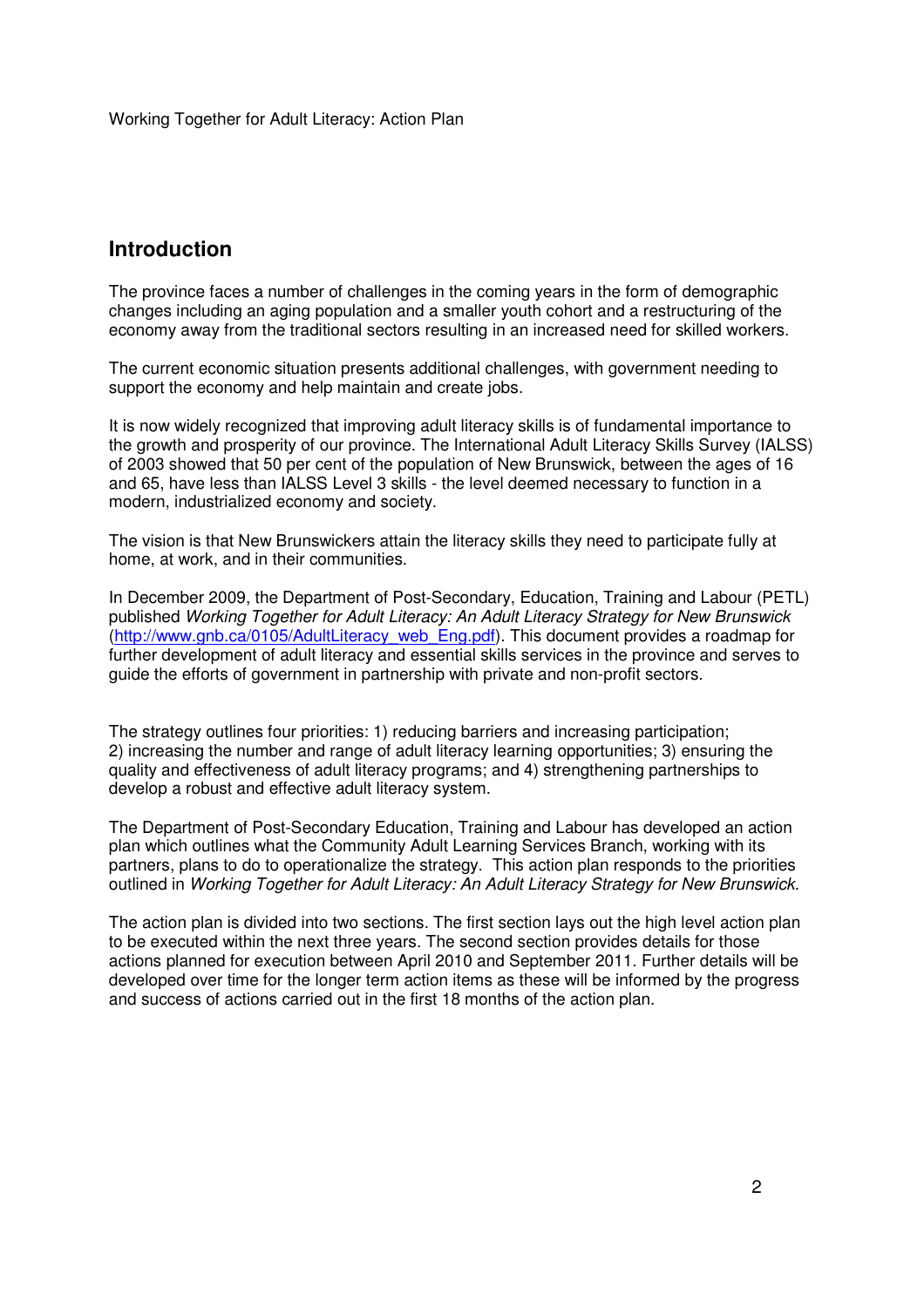## Introduction

The province faces a number of challenges in the coming years in the form of demographic changes including an aging population and a smaller youth cohort and a restructuring of the economy away from the traditional sectors resulting in an increased need for skilled workers.

The current economic situation presents additional challenges, with government needing to support the economy and help maintain and create jobs.

It is now widely recognized that improving adult literacy skills is of fundamental importance to the growth and prosperity of our province. The International Adult Literacy Skills Survey (IALSS) of 2003 showed that 50 per cent of the population of New Brunswick, between the ages of 16 and 65, have less than IALSS Level 3 skills - the level deemed necessary to function in a modern, industrialized economy and society.

The vision is that New Brunswickers attain the literacy skills they need to participate fully at home, at work, and in their communities.

In December 2009, the Department of Post-Secondary, Education, Training and Labour (PETL) published *Working Together for Adult Literacy: An Adult Literacy Strategy for New Brunswick* (http://www.gnb.ca/0105/AdultLiteracy_web_Eng.pdf). This document provides a roadmap for further development of adult literacy and essential skills services in the province and serves to guide the efforts of government in partnership with private and non-profit sectors.

The strategy outlines four priorities: 1) reducing barriers and increasing participation; 2) increasing the number and range of adult literacy learning opportunities; 3) ensuring the quality and effectiveness of adult literacy programs; and 4) strengthening partnerships to develop a robust and effective adult literacy system.

The Department of Post-Secondary Education, Training and Labour has developed an action plan which outlines what the Community Adult Learning Services Branch, working with its partners, plans to do to operationalize the strategy. This action plan responds to the priorities outlined in *Working Together for Adult Literacy: An Adult Literacy Strategy for New Brunswick*.

The action plan is divided into two sections. The first section lays out the high level action plan to be executed within the next three years. The second section provides details for those actions planned for execution between April 2010 and September 2011. Further details will be developed over time for the longer term action items as these will be informed by the progress and success of actions carried out in the first 18 months of the action plan.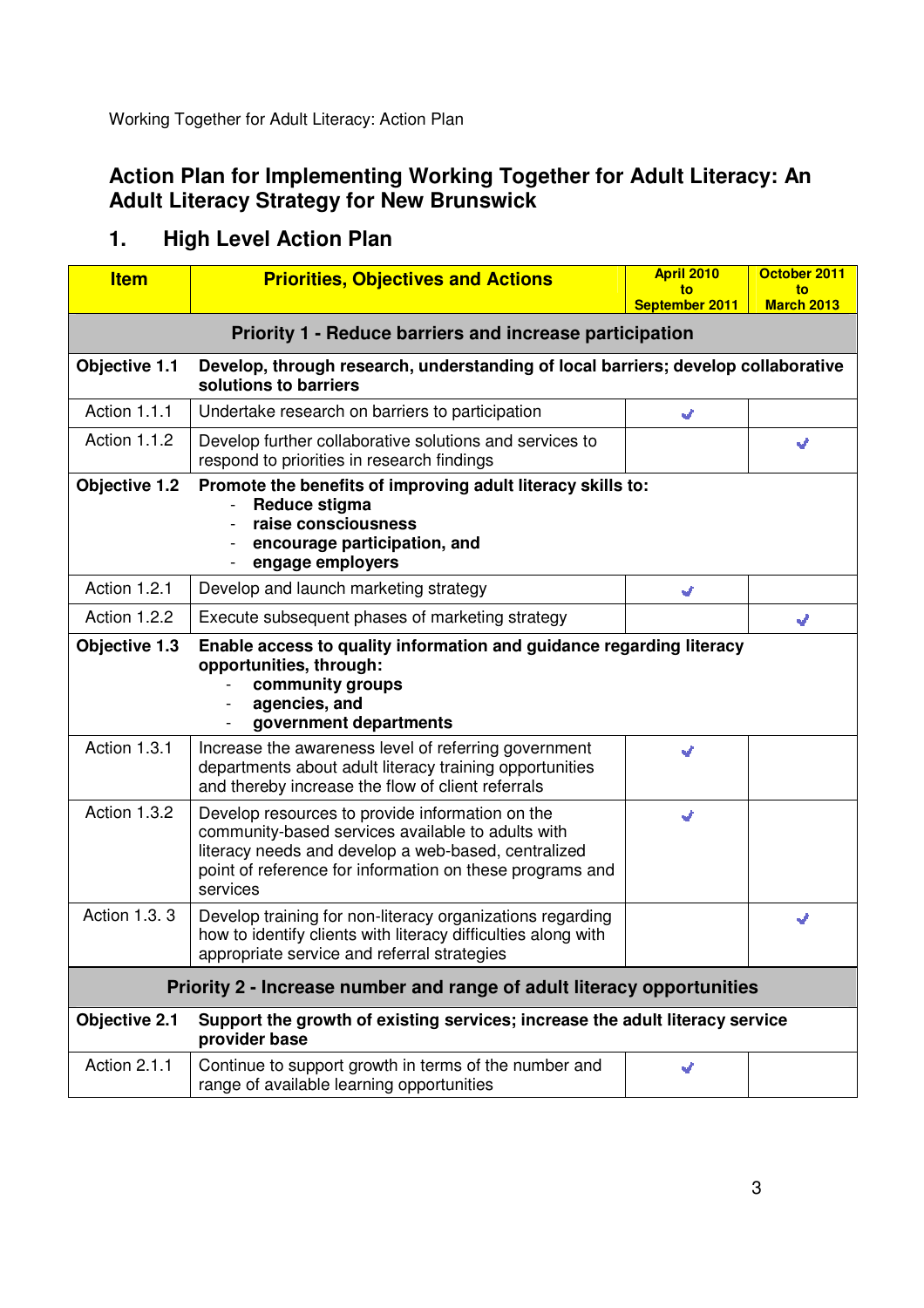# Action Plan for Implementing Working Together for Adult Literacy: An Adult Literacy Strategy for New Brunswick

## 1. High Level Action Plan

| Item | Priorities, Objectives and Actions | April 2010 to September 2011 | October 2011 to March 2013 |
|---|---|---|---|
| **Priority 1 - Reduce barriers and increase participation** | | | |
| **Objective 1.1** | **Develop, through research, understanding of local barriers; develop collaborative solutions to barriers** | | |
| Action 1.1.1 | Undertake research on barriers to participation | ✔ | |
| Action 1.1.2 | Develop further collaborative solutions and services to respond to priorities in research findings | | ✔ |
| **Objective 1.2** | **Promote the benefits of improving adult literacy skills to:** - **Reduce stigma** - **raise consciousness** - **encourage participation, and** - **engage employers** | | |
| Action 1.2.1 | Develop and launch marketing strategy | ✔ | |
| Action 1.2.2 | Execute subsequent phases of marketing strategy | | ✔ |
| **Objective 1.3** | **Enable access to quality information and guidance regarding literacy opportunities, through:** - **community groups** - **agencies, and** - **government departments** | | |
| Action 1.3.1 | Increase the awareness level of referring government departments about adult literacy training opportunities and thereby increase the flow of client referrals | ✔ | |
| Action 1.3.2 | Develop resources to provide information on the community-based services available to adults with literacy needs and develop a web-based, centralized point of reference for information on these programs and services | ✔ | |
| Action 1.3. 3 | Develop training for non-literacy organizations regarding how to identify clients with literacy difficulties along with appropriate service and referral strategies | | ✔ |
| **Priority 2 - Increase number and range of adult literacy opportunities** | | | |
| **Objective 2.1** | **Support the growth of existing services; increase the adult literacy service provider base** | | |
| Action 2.1.1 | Continue to support growth in terms of the number and range of available learning opportunities | ✔ | |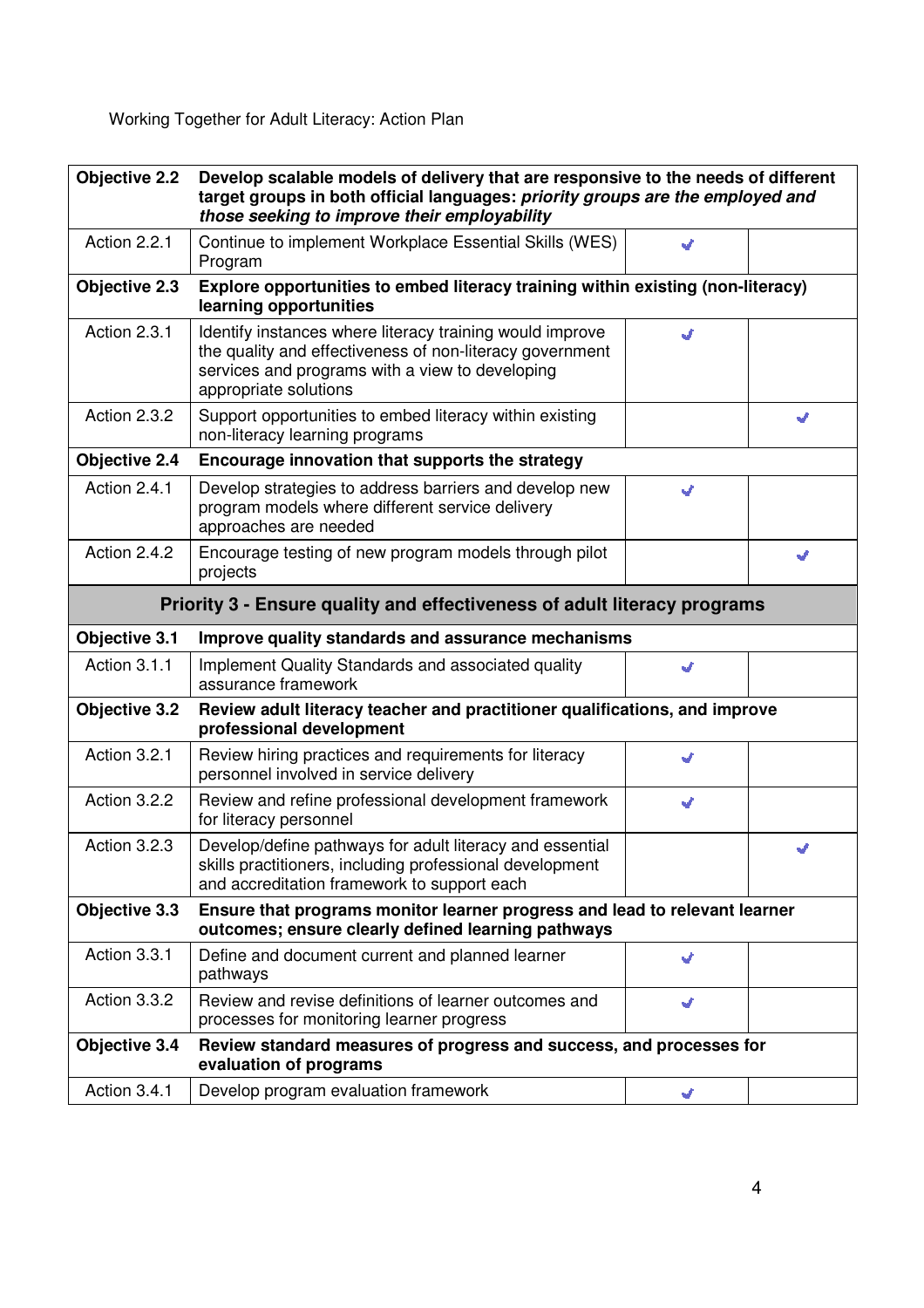| | | | |
|---|---|---|---|
| **Objective 2.2** | **Develop scalable models of delivery that are responsive to the needs of different target groups in both official languages: *priority groups are the employed and those seeking to improve their employability*** | | |
| Action 2.2.1 | Continue to implement Workplace Essential Skills (WES) Program | ✔ | |
| **Objective 2.3** | **Explore opportunities to embed literacy training within existing (non-literacy) learning opportunities** | | |
| Action 2.3.1 | Identify instances where literacy training would improve the quality and effectiveness of non-literacy government services and programs with a view to developing appropriate solutions | ✔ | |
| Action 2.3.2 | Support opportunities to embed literacy within existing non-literacy learning programs | | ✔ |
| **Objective 2.4** | **Encourage innovation that supports the strategy** | | |
| Action 2.4.1 | Develop strategies to address barriers and develop new program models where different service delivery approaches are needed | ✔ | |
| Action 2.4.2 | Encourage testing of new program models through pilot projects | | ✔ |
| **Priority 3 - Ensure quality and effectiveness of adult literacy programs** | | | |
| **Objective 3.1** | **Improve quality standards and assurance mechanisms** | | |
| Action 3.1.1 | Implement Quality Standards and associated quality assurance framework | ✔ | |
| **Objective 3.2** | **Review adult literacy teacher and practitioner qualifications, and improve professional development** | | |
| Action 3.2.1 | Review hiring practices and requirements for literacy personnel involved in service delivery | ✔ | |
| Action 3.2.2 | Review and refine professional development framework for literacy personnel | ✔ | |
| Action 3.2.3 | Develop/define pathways for adult literacy and essential skills practitioners, including professional development and accreditation framework to support each | | ✔ |
| **Objective 3.3** | **Ensure that programs monitor learner progress and lead to relevant learner outcomes; ensure clearly defined learning pathways** | | |
| Action 3.3.1 | Define and document current and planned learner pathways | ✔ | |
| Action 3.3.2 | Review and revise definitions of learner outcomes and processes for monitoring learner progress | ✔ | |
| **Objective 3.4** | **Review standard measures of progress and success, and processes for evaluation of programs** | | |
| Action 3.4.1 | Develop program evaluation framework | ✔ | |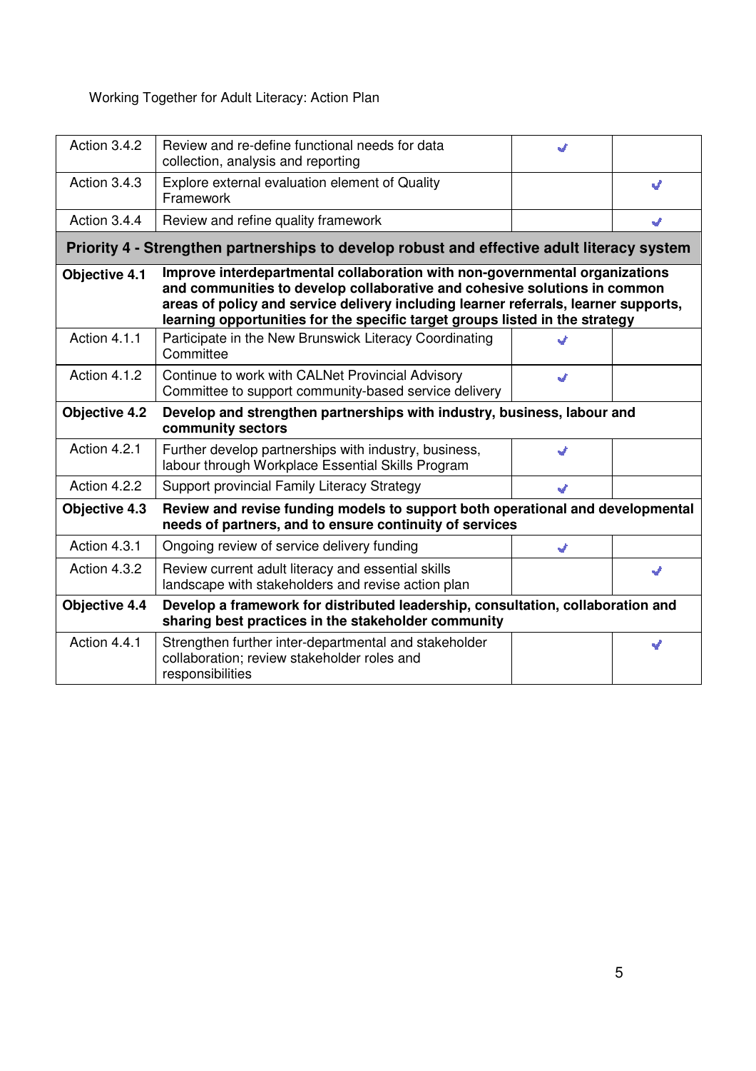Working Together for Adult Literacy: Action Plan

| | | | |
|---|---|---|---|
| Action 3.4.2 | Review and re-define functional needs for data collection, analysis and reporting | ✔ | |
| Action 3.4.3 | Explore external evaluation element of Quality Framework | | ✔ |
| Action 3.4.4 | Review and refine quality framework | | ✔ |
| **Priority 4 - Strengthen partnerships to develop robust and effective adult literacy system** | | | |
| **Objective 4.1** | **Improve interdepartmental collaboration with non-governmental organizations and communities to develop collaborative and cohesive solutions in common areas of policy and service delivery including learner referrals, learner supports, learning opportunities for the specific target groups listed in the strategy** | | |
| Action 4.1.1 | Participate in the New Brunswick Literacy Coordinating Committee | ✔ | |
| Action 4.1.2 | Continue to work with CALNet Provincial Advisory Committee to support community-based service delivery | ✔ | |
| **Objective 4.2** | **Develop and strengthen partnerships with industry, business, labour and community sectors** | | |
| Action 4.2.1 | Further develop partnerships with industry, business, labour through Workplace Essential Skills Program | ✔ | |
| Action 4.2.2 | Support provincial Family Literacy Strategy | ✔ | |
| **Objective 4.3** | **Review and revise funding models to support both operational and developmental needs of partners, and to ensure continuity of services** | | |
| Action 4.3.1 | Ongoing review of service delivery funding | ✔ | |
| Action 4.3.2 | Review current adult literacy and essential skills landscape with stakeholders and revise action plan | | ✔ |
| **Objective 4.4** | **Develop a framework for distributed leadership, consultation, collaboration and sharing best practices in the stakeholder community** | | |
| Action 4.4.1 | Strengthen further inter-departmental and stakeholder collaboration; review stakeholder roles and responsibilities | | ✔ |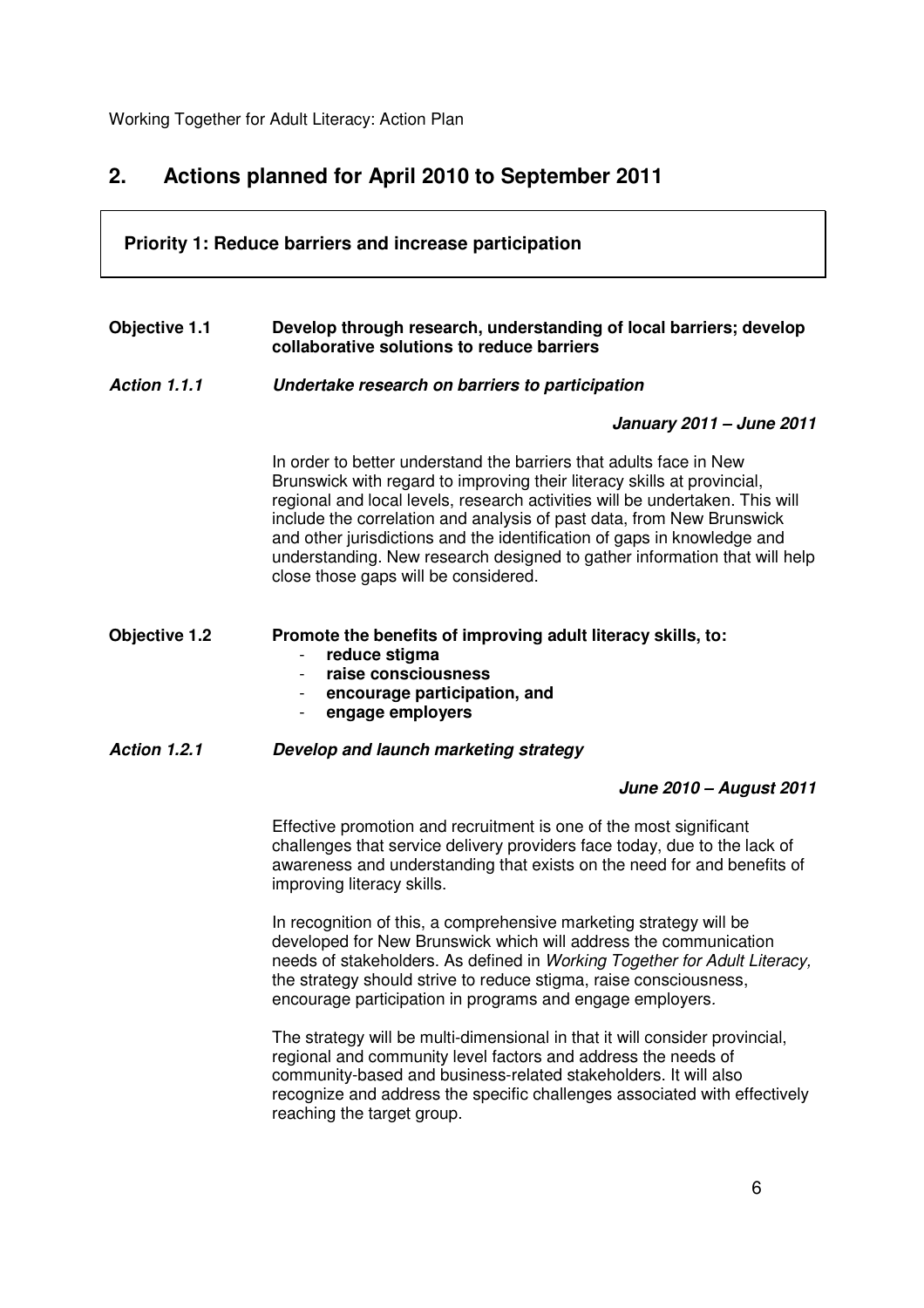## 2. Actions planned for April 2010 to September 2011

### Priority 1: Reduce barriers and increase participation

**Objective 1.1** **Develop through research, understanding of local barriers; develop collaborative solutions to reduce barriers**

***Action 1.1.1*** ***Undertake research on barriers to participation***

***January 2011 – June 2011***

In order to better understand the barriers that adults face in New Brunswick with regard to improving their literacy skills at provincial, regional and local levels, research activities will be undertaken. This will include the correlation and analysis of past data, from New Brunswick and other jurisdictions and the identification of gaps in knowledge and understanding. New research designed to gather information that will help close those gaps will be considered.

**Objective 1.2** **Promote the benefits of improving adult literacy skills, to:**

- **reduce stigma**
- **raise consciousness**
- **encourage participation, and**
- **engage employers**

***Action 1.2.1*** ***Develop and launch marketing strategy***

***June 2010 – August 2011***

Effective promotion and recruitment is one of the most significant challenges that service delivery providers face today, due to the lack of awareness and understanding that exists on the need for and benefits of improving literacy skills.

In recognition of this, a comprehensive marketing strategy will be developed for New Brunswick which will address the communication needs of stakeholders. As defined in *Working Together for Adult Literacy,* the strategy should strive to reduce stigma, raise consciousness, encourage participation in programs and engage employers.

The strategy will be multi-dimensional in that it will consider provincial, regional and community level factors and address the needs of community-based and business-related stakeholders. It will also recognize and address the specific challenges associated with effectively reaching the target group.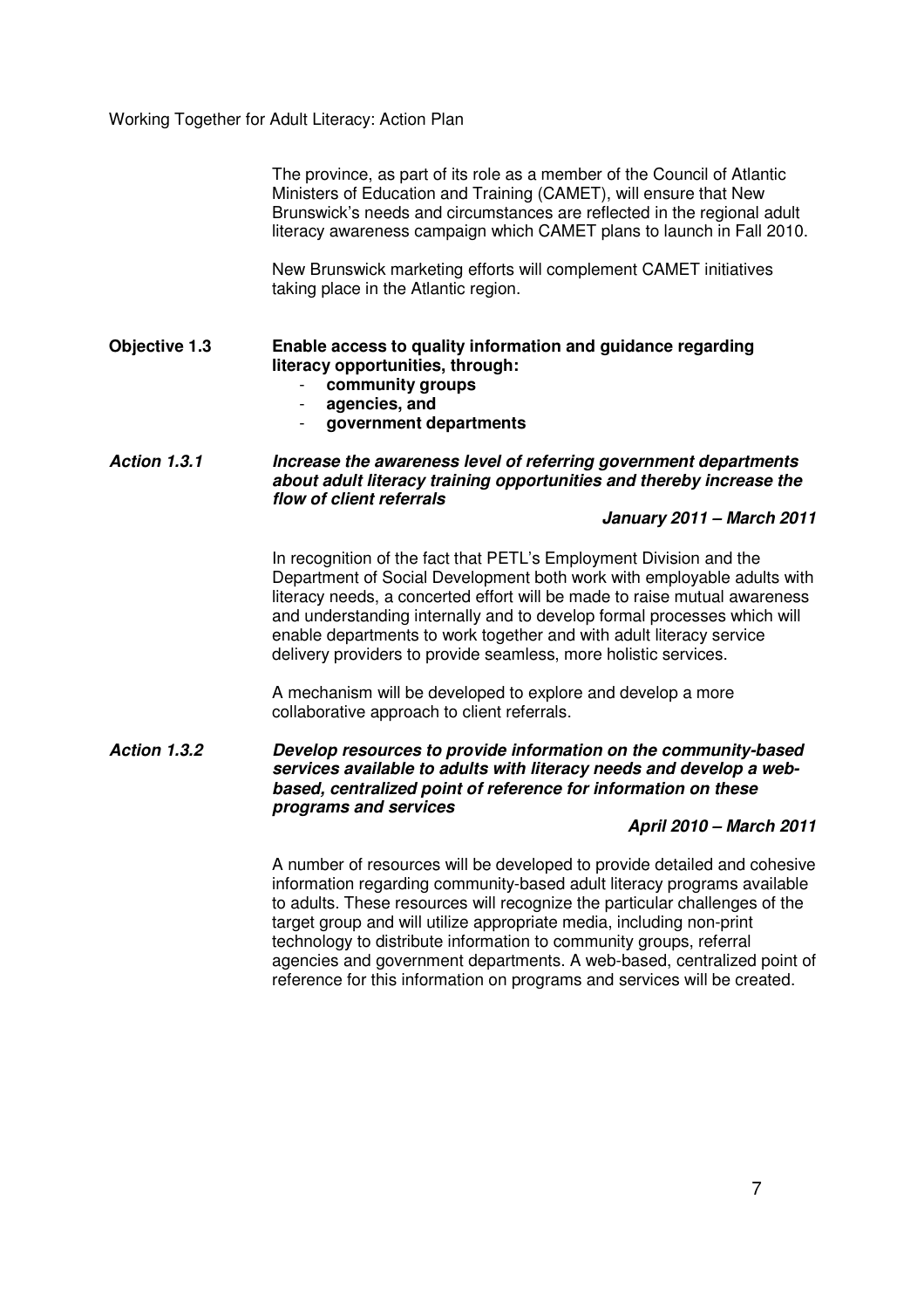The province, as part of its role as a member of the Council of Atlantic Ministers of Education and Training (CAMET), will ensure that New Brunswick's needs and circumstances are reflected in the regional adult literacy awareness campaign which CAMET plans to launch in Fall 2010.

New Brunswick marketing efforts will complement CAMET initiatives taking place in the Atlantic region.

**Objective 1.3** **Enable access to quality information and guidance regarding literacy opportunities, through:**

- **community groups**
- **agencies, and**
- **government departments**

***Action 1.3.1*** ***Increase the awareness level of referring government departments about adult literacy training opportunities and thereby increase the flow of client referrals***

***January 2011 – March 2011***

In recognition of the fact that PETL's Employment Division and the Department of Social Development both work with employable adults with literacy needs, a concerted effort will be made to raise mutual awareness and understanding internally and to develop formal processes which will enable departments to work together and with adult literacy service delivery providers to provide seamless, more holistic services.

A mechanism will be developed to explore and develop a more collaborative approach to client referrals.

***Action 1.3.2*** ***Develop resources to provide information on the community-based services available to adults with literacy needs and develop a web-based, centralized point of reference for information on these programs and services***

***April 2010 – March 2011***

A number of resources will be developed to provide detailed and cohesive information regarding community-based adult literacy programs available to adults. These resources will recognize the particular challenges of the target group and will utilize appropriate media, including non-print technology to distribute information to community groups, referral agencies and government departments. A web-based, centralized point of reference for this information on programs and services will be created.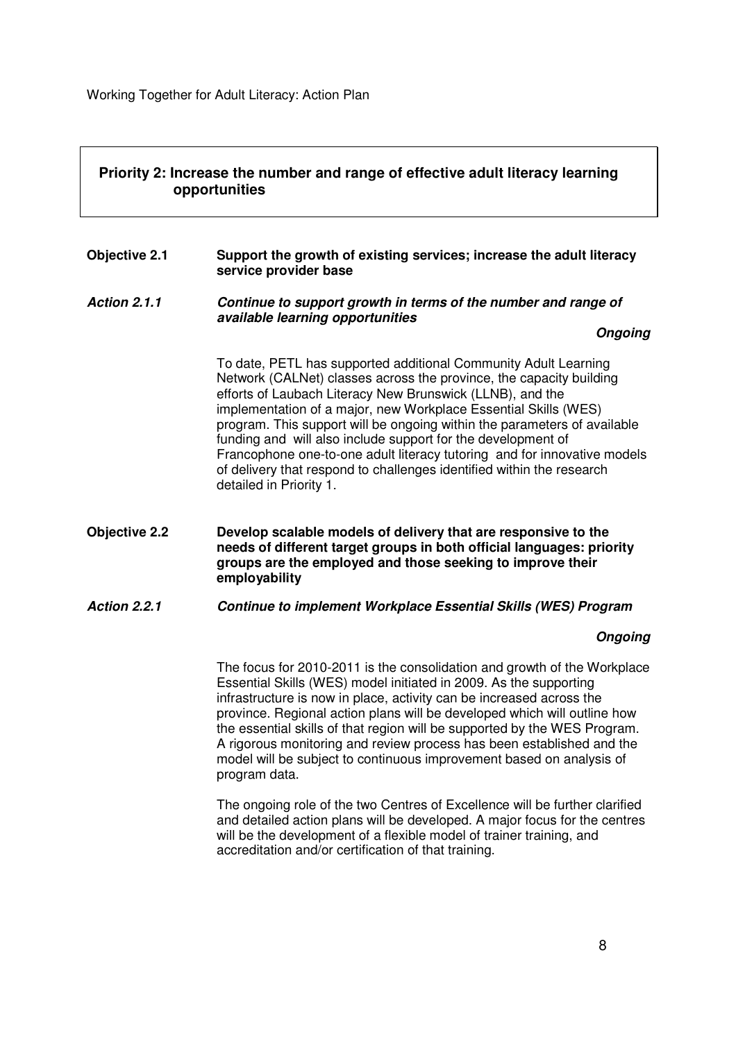## Priority 2: Increase the number and range of effective adult literacy learning opportunities

**Objective 2.1** **Support the growth of existing services; increase the adult literacy service provider base**

***Action 2.1.1*** ***Continue to support growth in terms of the number and range of available learning opportunities***

***Ongoing***

To date, PETL has supported additional Community Adult Learning Network (CALNet) classes across the province, the capacity building efforts of Laubach Literacy New Brunswick (LLNB), and the implementation of a major, new Workplace Essential Skills (WES) program. This support will be ongoing within the parameters of available funding and will also include support for the development of Francophone one-to-one adult literacy tutoring and for innovative models of delivery that respond to challenges identified within the research detailed in Priority 1.

**Objective 2.2** **Develop scalable models of delivery that are responsive to the needs of different target groups in both official languages: priority groups are the employed and those seeking to improve their employability**

***Action 2.2.1*** ***Continue to implement Workplace Essential Skills (WES) Program***

***Ongoing***

The focus for 2010-2011 is the consolidation and growth of the Workplace Essential Skills (WES) model initiated in 2009. As the supporting infrastructure is now in place, activity can be increased across the province. Regional action plans will be developed which will outline how the essential skills of that region will be supported by the WES Program. A rigorous monitoring and review process has been established and the model will be subject to continuous improvement based on analysis of program data.

The ongoing role of the two Centres of Excellence will be further clarified and detailed action plans will be developed. A major focus for the centres will be the development of a flexible model of trainer training, and accreditation and/or certification of that training.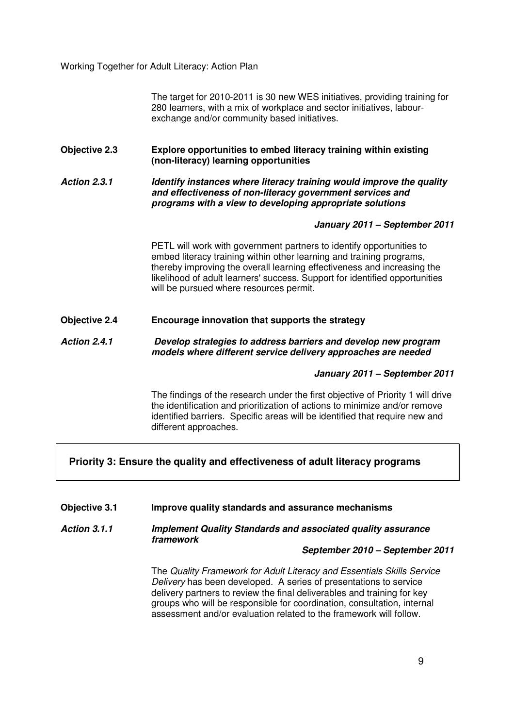The target for 2010-2011 is 30 new WES initiatives, providing training for 280 learners, with a mix of workplace and sector initiatives, labour-exchange and/or community based initiatives.

**Objective 2.3 Explore opportunities to embed literacy training within existing (non-literacy) learning opportunities**

***Action 2.3.1 Identify instances where literacy training would improve the quality and effectiveness of non-literacy government services and programs with a view to developing appropriate solutions***

***January 2011 – September 2011***

PETL will work with government partners to identify opportunities to embed literacy training within other learning and training programs, thereby improving the overall learning effectiveness and increasing the likelihood of adult learners' success. Support for identified opportunities will be pursued where resources permit.

**Objective 2.4 Encourage innovation that supports the strategy**

***Action 2.4.1 Develop strategies to address barriers and develop new program models where different service delivery approaches are needed***

***January 2011 – September 2011***

The findings of the research under the first objective of Priority 1 will drive the identification and prioritization of actions to minimize and/or remove identified barriers. Specific areas will be identified that require new and different approaches.

## Priority 3: Ensure the quality and effectiveness of adult literacy programs

**Objective 3.1 Improve quality standards and assurance mechanisms**

***Action 3.1.1 Implement Quality Standards and associated quality assurance framework***

***September 2010 – September 2011***

The *Quality Framework for Adult Literacy and Essentials Skills Service Delivery* has been developed. A series of presentations to service delivery partners to review the final deliverables and training for key groups who will be responsible for coordination, consultation, internal assessment and/or evaluation related to the framework will follow.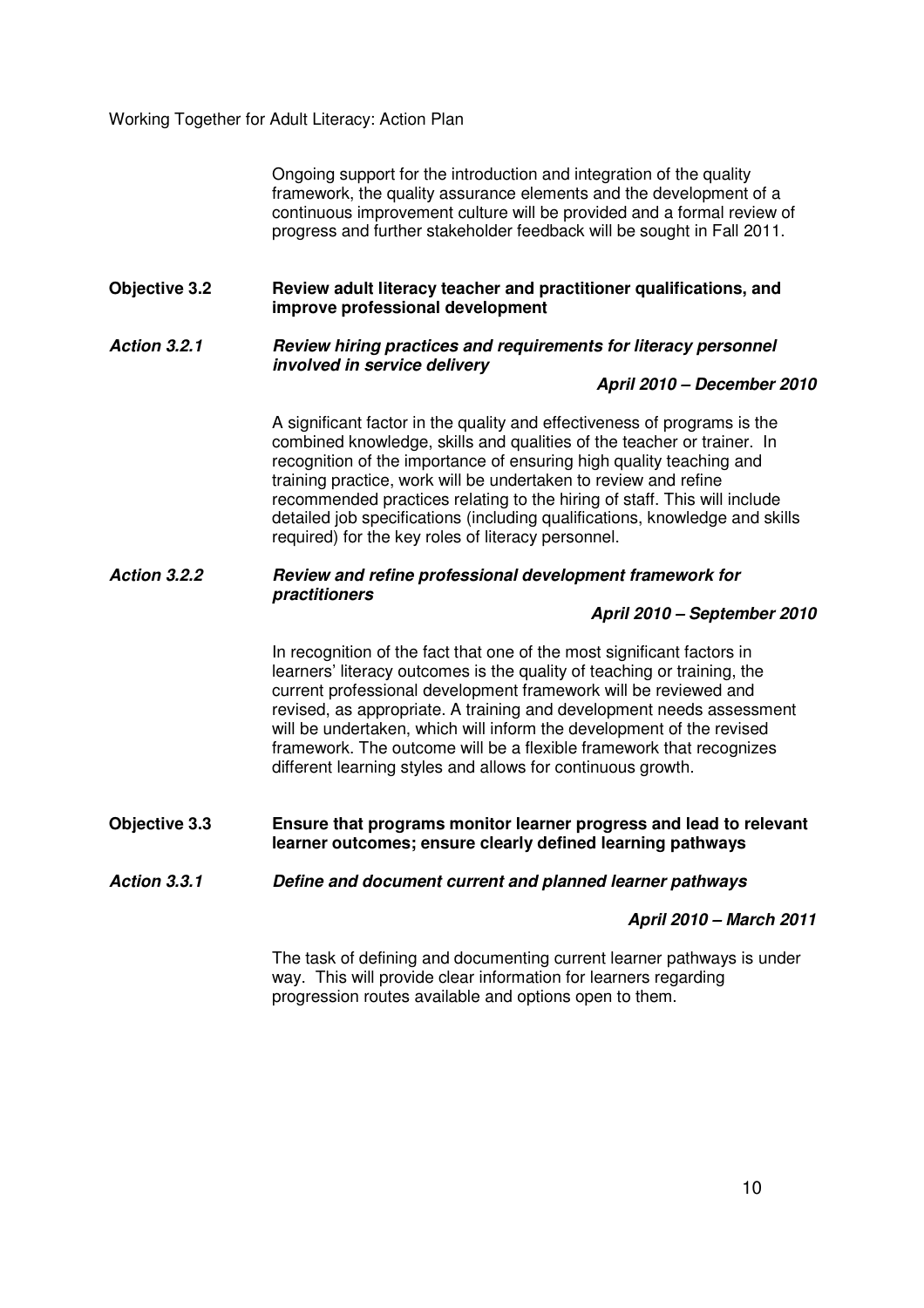Ongoing support for the introduction and integration of the quality framework, the quality assurance elements and the development of a continuous improvement culture will be provided and a formal review of progress and further stakeholder feedback will be sought in Fall 2011.

### Objective 3.2 Review adult literacy teacher and practitioner qualifications, and improve professional development

#### *Action 3.2.1 Review hiring practices and requirements for literacy personnel involved in service delivery*

***April 2010 – December 2010***

A significant factor in the quality and effectiveness of programs is the combined knowledge, skills and qualities of the teacher or trainer. In recognition of the importance of ensuring high quality teaching and training practice, work will be undertaken to review and refine recommended practices relating to the hiring of staff. This will include detailed job specifications (including qualifications, knowledge and skills required) for the key roles of literacy personnel.

#### *Action 3.2.2 Review and refine professional development framework for practitioners*

***April 2010 – September 2010***

In recognition of the fact that one of the most significant factors in learners' literacy outcomes is the quality of teaching or training, the current professional development framework will be reviewed and revised, as appropriate. A training and development needs assessment will be undertaken, which will inform the development of the revised framework. The outcome will be a flexible framework that recognizes different learning styles and allows for continuous growth.

### Objective 3.3 Ensure that programs monitor learner progress and lead to relevant learner outcomes; ensure clearly defined learning pathways

#### *Action 3.3.1 Define and document current and planned learner pathways*

***April 2010 – March 2011***

The task of defining and documenting current learner pathways is under way. This will provide clear information for learners regarding progression routes available and options open to them.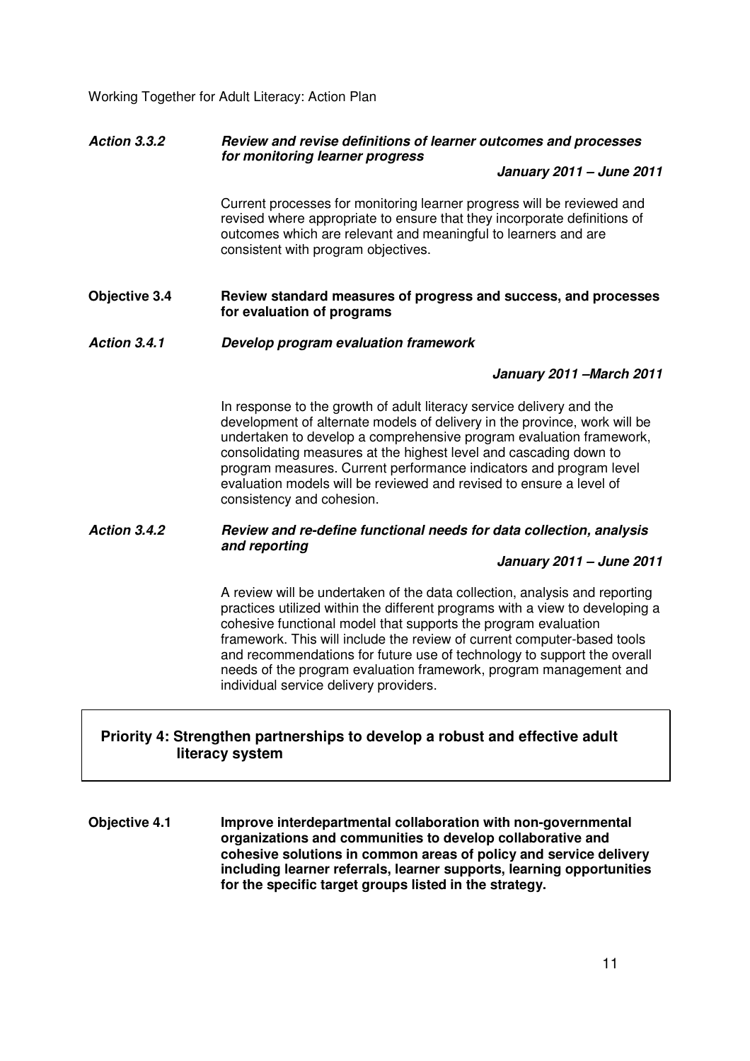***Action 3.3.2 Review and revise definitions of learner outcomes and processes for monitoring learner progress***

***January 2011 – June 2011***

Current processes for monitoring learner progress will be reviewed and revised where appropriate to ensure that they incorporate definitions of outcomes which are relevant and meaningful to learners and are consistent with program objectives.

**Objective 3.4 Review standard measures of progress and success, and processes for evaluation of programs**

***Action 3.4.1 Develop program evaluation framework***

***January 2011 –March 2011***

In response to the growth of adult literacy service delivery and the development of alternate models of delivery in the province, work will be undertaken to develop a comprehensive program evaluation framework, consolidating measures at the highest level and cascading down to program measures. Current performance indicators and program level evaluation models will be reviewed and revised to ensure a level of consistency and cohesion.

***Action 3.4.2 Review and re-define functional needs for data collection, analysis and reporting***

***January 2011 – June 2011***

A review will be undertaken of the data collection, analysis and reporting practices utilized within the different programs with a view to developing a cohesive functional model that supports the program evaluation framework. This will include the review of current computer-based tools and recommendations for future use of technology to support the overall needs of the program evaluation framework, program management and individual service delivery providers.

## Priority 4: Strengthen partnerships to develop a robust and effective adult literacy system

**Objective 4.1 Improve interdepartmental collaboration with non-governmental organizations and communities to develop collaborative and cohesive solutions in common areas of policy and service delivery including learner referrals, learner supports, learning opportunities for the specific target groups listed in the strategy.**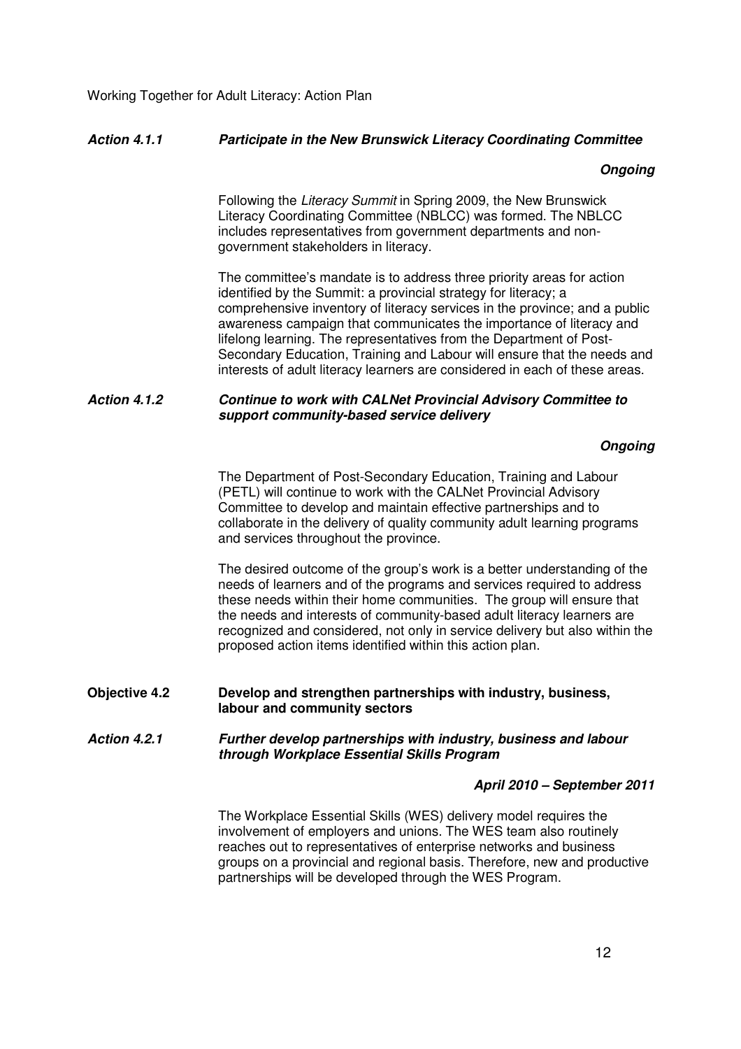***Action 4.1.1 Participate in the New Brunswick Literacy Coordinating Committee***

***Ongoing***

Following the *Literacy Summit* in Spring 2009, the New Brunswick Literacy Coordinating Committee (NBLCC) was formed. The NBLCC includes representatives from government departments and non-government stakeholders in literacy.

The committee's mandate is to address three priority areas for action identified by the Summit: a provincial strategy for literacy; a comprehensive inventory of literacy services in the province; and a public awareness campaign that communicates the importance of literacy and lifelong learning. The representatives from the Department of Post-Secondary Education, Training and Labour will ensure that the needs and interests of adult literacy learners are considered in each of these areas.

***Action 4.1.2 Continue to work with CALNet Provincial Advisory Committee to support community-based service delivery***

***Ongoing***

The Department of Post-Secondary Education, Training and Labour (PETL) will continue to work with the CALNet Provincial Advisory Committee to develop and maintain effective partnerships and to collaborate in the delivery of quality community adult learning programs and services throughout the province.

The desired outcome of the group's work is a better understanding of the needs of learners and of the programs and services required to address these needs within their home communities. The group will ensure that the needs and interests of community-based adult literacy learners are recognized and considered, not only in service delivery but also within the proposed action items identified within this action plan.

**Objective 4.2 Develop and strengthen partnerships with industry, business, labour and community sectors**

***Action 4.2.1 Further develop partnerships with industry, business and labour through Workplace Essential Skills Program***

***April 2010 – September 2011***

The Workplace Essential Skills (WES) delivery model requires the involvement of employers and unions. The WES team also routinely reaches out to representatives of enterprise networks and business groups on a provincial and regional basis. Therefore, new and productive partnerships will be developed through the WES Program.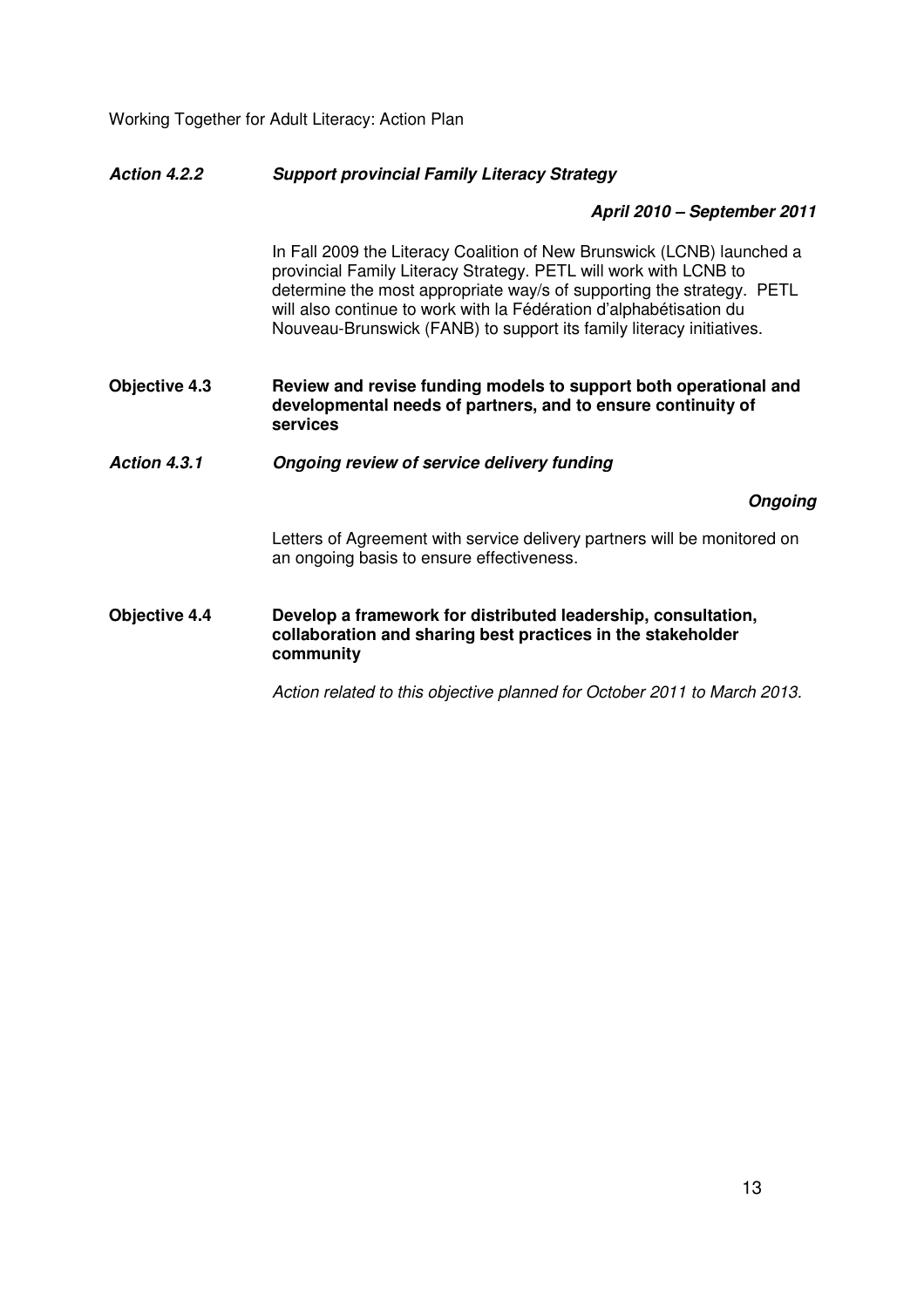***Action 4.2.2 Support provincial Family Literacy Strategy***

***April 2010 – September 2011***

In Fall 2009 the Literacy Coalition of New Brunswick (LCNB) launched a provincial Family Literacy Strategy. PETL will work with LCNB to determine the most appropriate way/s of supporting the strategy. PETL will also continue to work with la Fédération d'alphabétisation du Nouveau-Brunswick (FANB) to support its family literacy initiatives.

**Objective 4.3 Review and revise funding models to support both operational and developmental needs of partners, and to ensure continuity of services**

***Action 4.3.1 Ongoing review of service delivery funding***

***Ongoing***

Letters of Agreement with service delivery partners will be monitored on an ongoing basis to ensure effectiveness.

**Objective 4.4 Develop a framework for distributed leadership, consultation, collaboration and sharing best practices in the stakeholder community**

*Action related to this objective planned for October 2011 to March 2013.*